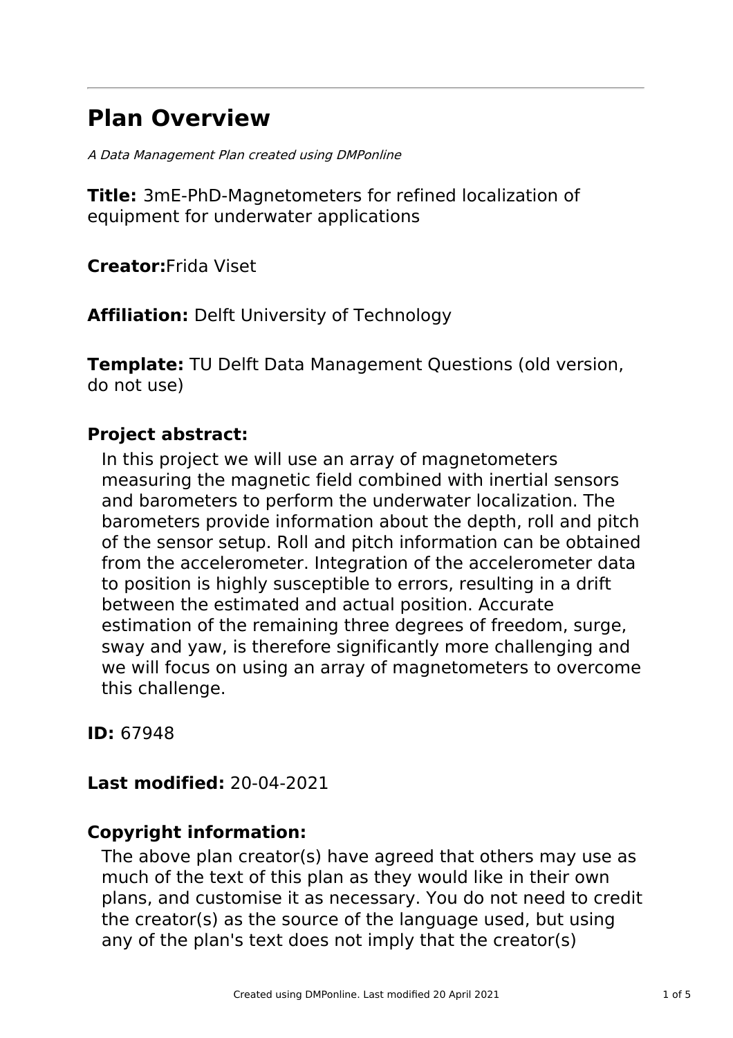# Plan Overview

*A Data Management Plan created using DMPonline*

**Title:** 3mE-PhD-Magnetometers for refined localization of equipment for underwater applications

**Creator:**Frida Viset

**Affiliation:** Delft University of Technology

**Template:** TU Delft Data Management Questions (old version, do not use)

**Project abstract:**

In this project we will use an array of magnetometers measuring the magnetic field combined with inertial sensors and barometers to perform the underwater localization. The barometers provide information about the depth, roll and pitch of the sensor setup. Roll and pitch information can be obtained from the accelerometer. Integration of the accelerometer data to position is highly susceptible to errors, resulting in a drift between the estimated and actual position. Accurate estimation of the remaining three degrees of freedom, surge, sway and yaw, is therefore significantly more challenging and we will focus on using an array of magnetometers to overcome this challenge.

**ID:** 67948

**Last modified:** 20-04-2021

**Copyright information:**

The above plan creator(s) have agreed that others may use as much of the text of this plan as they would like in their own plans, and customise it as necessary. You do not need to credit the creator(s) as the source of the language used, but using any of the plan's text does not imply that the creator(s)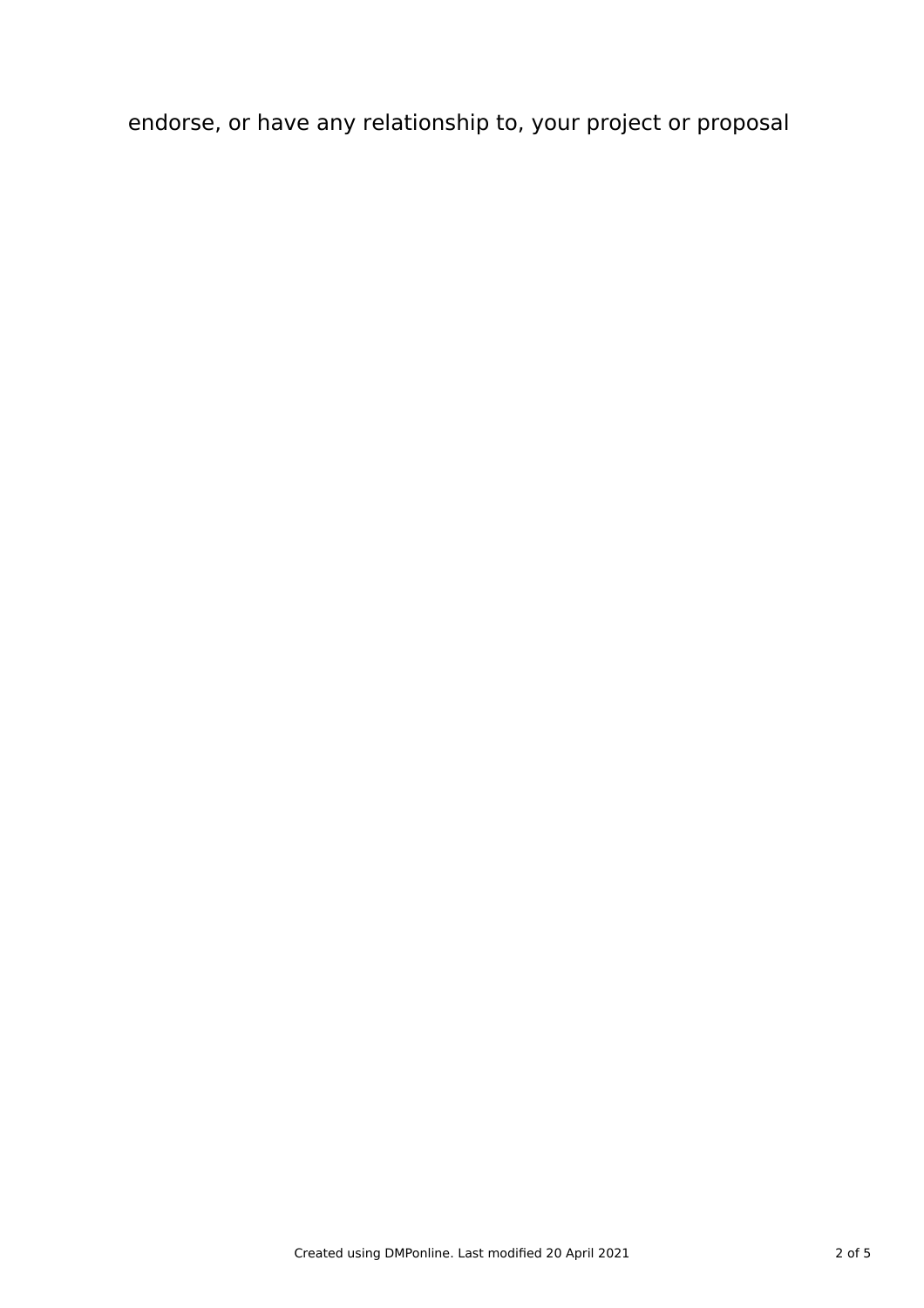endorse, or have any relationship to, your project or proposal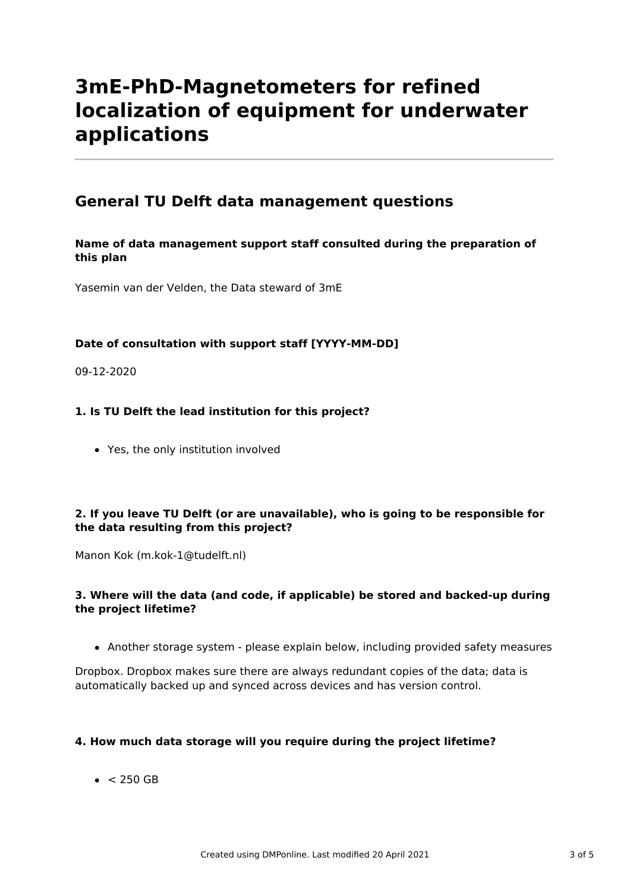# 3mE-PhD-Magnetometers for refined localization of equipment for underwater applications

## General TU Delft data management questions

**Name of data management support staff consulted during the preparation of this plan**

Yasemin van der Velden, the Data steward of 3mE

**Date of consultation with support staff [YYYY-MM-DD]**

09-12-2020

**1. Is TU Delft the lead institution for this project?**

- Yes, the only institution involved

**2. If you leave TU Delft (or are unavailable), who is going to be responsible for the data resulting from this project?**

Manon Kok (m.kok-1@tudelft.nl)

**3. Where will the data (and code, if applicable) be stored and backed-up during the project lifetime?**

- Another storage system - please explain below, including provided safety measures

Dropbox. Dropbox makes sure there are always redundant copies of the data; data is automatically backed up and synced across devices and has version control.

**4. How much data storage will you require during the project lifetime?**

- < 250 GB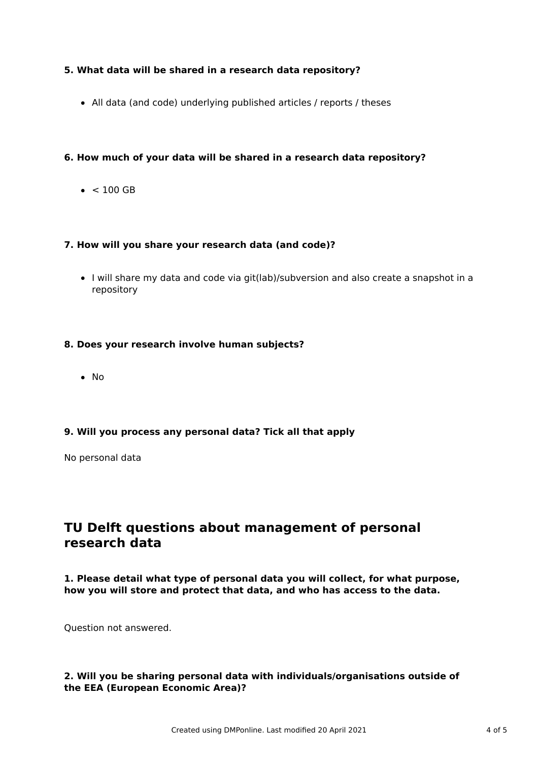**5. What data will be shared in a research data repository?**

- All data (and code) underlying published articles / reports / theses

**6. How much of your data will be shared in a research data repository?**

- < 100 GB

**7. How will you share your research data (and code)?**

- I will share my data and code via git(lab)/subversion and also create a snapshot in a repository

**8. Does your research involve human subjects?**

- No

**9. Will you process any personal data? Tick all that apply**

No personal data

## TU Delft questions about management of personal research data

**1. Please detail what type of personal data you will collect, for what purpose, how you will store and protect that data, and who has access to the data.**

Question not answered.

**2. Will you be sharing personal data with individuals/organisations outside of the EEA (European Economic Area)?**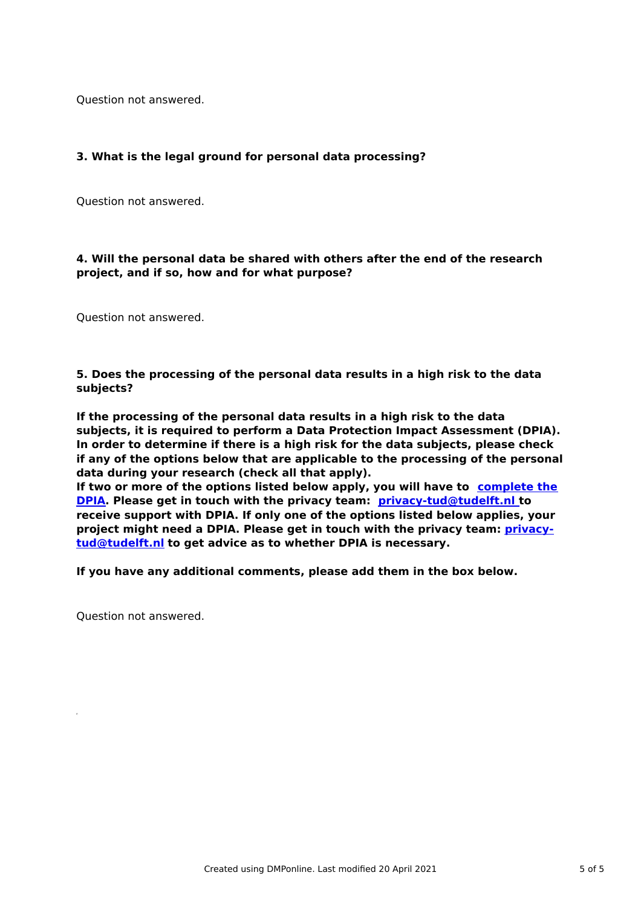Question not answered.

**3. What is the legal ground for personal data processing?**

Question not answered.

**4. Will the personal data be shared with others after the end of the research project, and if so, how and for what purpose?**

Question not answered.

**5. Does the processing of the personal data results in a high risk to the data subjects?**

**If the processing of the personal data results in a high risk to the data subjects, it is required to perform a Data Protection Impact Assessment (DPIA). In order to determine if there is a high risk for the data subjects, please check if any of the options below that are applicable to the processing of the personal data during your research (check all that apply).**
**If two or more of the options listed below apply, you will have to [complete the DPIA](). Please get in touch with the privacy team: [privacy-tud@tudelft.nl]() to receive support with DPIA. If only one of the options listed below applies, your project might need a DPIA. Please get in touch with the privacy team: [privacy-tud@tudelft.nl]() to get advice as to whether DPIA is necessary.**

**If you have any additional comments, please add them in the box below.**

Question not answered.